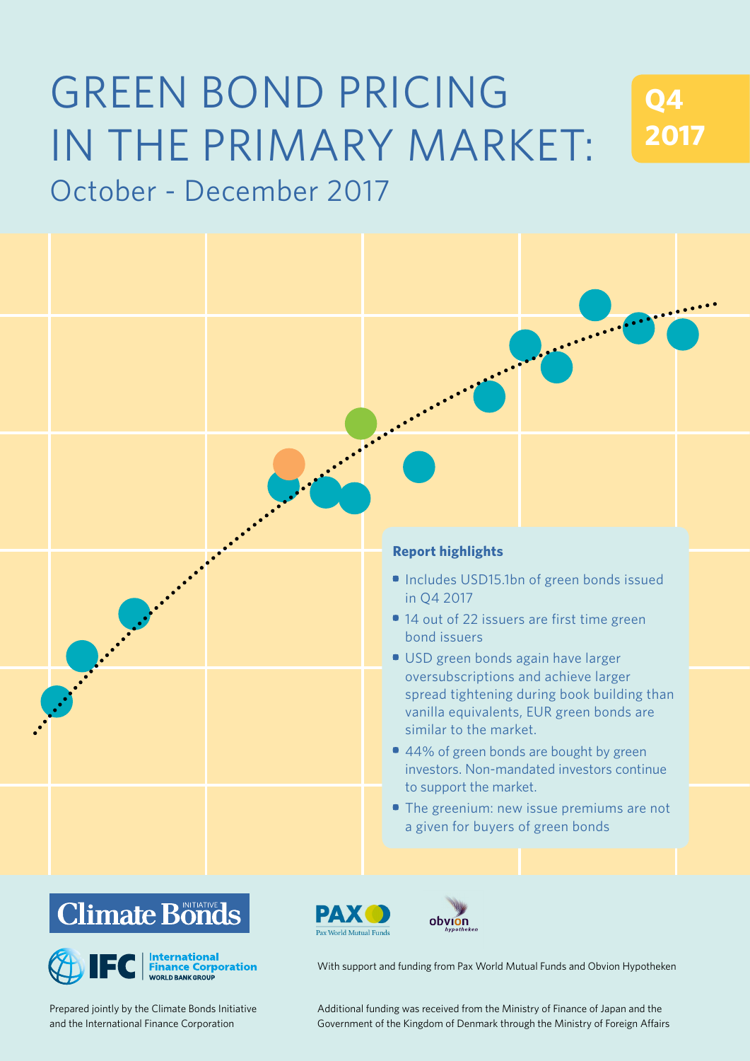# GREEN BOND PRICING IN THE PRIMARY MARKET:

## October - December 2017

**Q4 2017**

**Report highlights**

- Includes USD15.1bn of green bonds issued in Q4 2017
- 14 out of 22 issuers are first time green bond issuers
- USD green bonds again have larger oversubscriptions and achieve larger spread tightening during book building than vanilla equivalents, EUR green bonds are similar to the market.
- 44% of green bonds are bought by green investors. Non-mandated investors continue to support the market.
- The greenium: new issue premiums are not a given for buyers of green bonds

Climate Bonds Initiative

IFC International Finance Corporation, World Bank Group

PAX Pax World Mutual Funds

obvion hypotheken

With support and funding from Pax World Mutual Funds and Obvion Hypotheken

Prepared jointly by the Climate Bonds Initiative and the International Finance Corporation

Additional funding was received from the Ministry of Finance of Japan and the Government of the Kingdom of Denmark through the Ministry of Foreign Affairs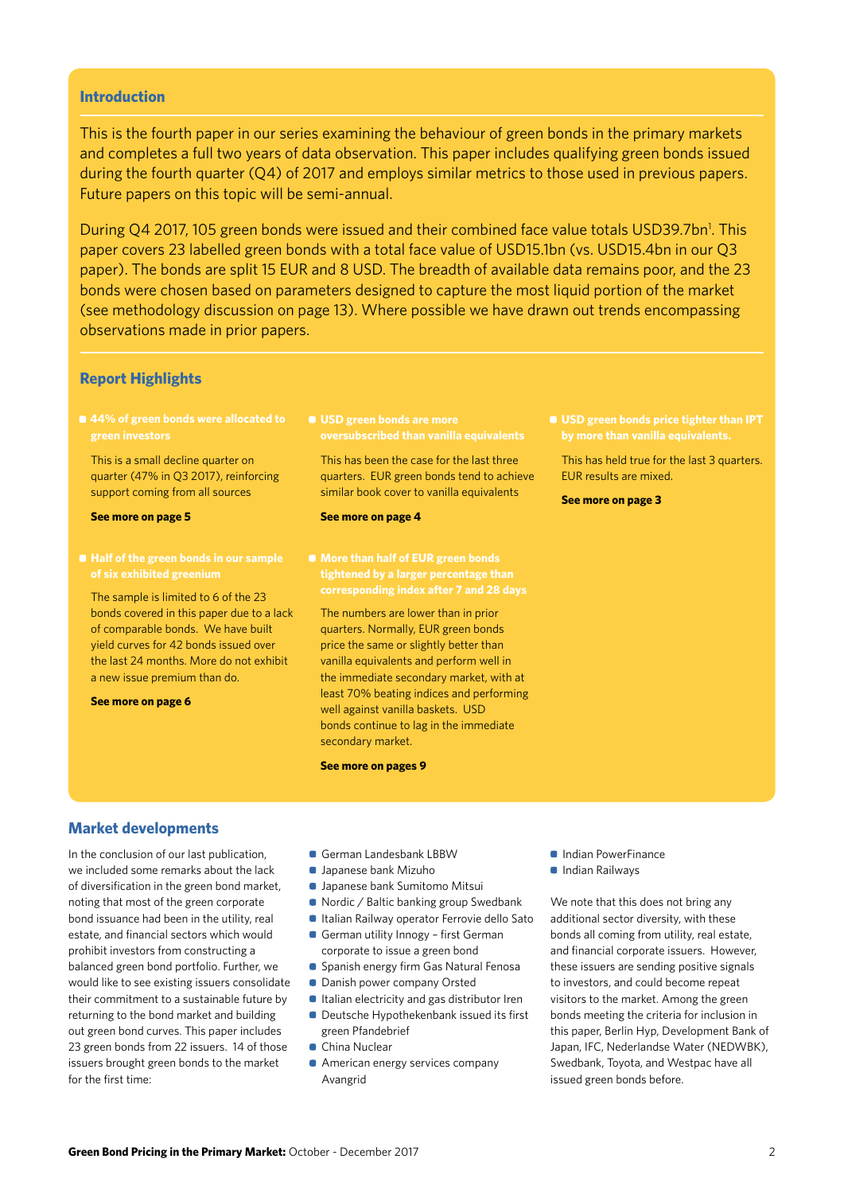## Introduction

This is the fourth paper in our series examining the behaviour of green bonds in the primary markets and completes a full two years of data observation. This paper includes qualifying green bonds issued during the fourth quarter (Q4) of 2017 and employs similar metrics to those used in previous papers. Future papers on this topic will be semi-annual.

During Q4 2017, 105 green bonds were issued and their combined face value totals USD39.7bn[1]. This paper covers 23 labelled green bonds with a total face value of USD15.1bn (vs. USD15.4bn in our Q3 paper). The bonds are split 15 EUR and 8 USD. The breadth of available data remains poor, and the 23 bonds were chosen based on parameters designed to capture the most liquid portion of the market (see methodology discussion on page 13). Where possible we have drawn out trends encompassing observations made in prior papers.

## Report Highlights

- **44% of green bonds were allocated to green investors**

  This is a small decline quarter on quarter (47% in Q3 2017), reinforcing support coming from all sources

  **See more on page 5**

- **Half of the green bonds in our sample of six exhibited greenium**

  The sample is limited to 6 of the 23 bonds covered in this paper due to a lack of comparable bonds. We have built yield curves for 42 bonds issued over the last 24 months. More do not exhibit a new issue premium than do.

  **See more on page 6**

- **USD green bonds are more oversubscribed than vanilla equivalents**

  This has been the case for the last three quarters. EUR green bonds tend to achieve similar book cover to vanilla equivalents

  **See more on page 4**

- **More than half of EUR green bonds tightened by a larger percentage than corresponding index after 7 and 28 days**

  The numbers are lower than in prior quarters. Normally, EUR green bonds price the same or slightly better than vanilla equivalents and perform well in the immediate secondary market, with at least 70% beating indices and performing well against vanilla baskets. USD bonds continue to lag in the immediate secondary market.

  **See more on pages 9**

- **USD green bonds price tighter than IPT by more than vanilla equivalents.**

  This has held true for the last 3 quarters. EUR results are mixed.

  **See more on page 3**

## Market developments

In the conclusion of our last publication, we included some remarks about the lack of diversification in the green bond market, noting that most of the green corporate bond issuance had been in the utility, real estate, and financial sectors which would prohibit investors from constructing a balanced green bond portfolio. Further, we would like to see existing issuers consolidate their commitment to a sustainable future by returning to the bond market and building out green bond curves. This paper includes 23 green bonds from 22 issuers. 14 of those issuers brought green bonds to the market for the first time:

- German Landesbank LBBW
- Japanese bank Mizuho
- Japanese bank Sumitomo Mitsui
- Nordic / Baltic banking group Swedbank
- Italian Railway operator Ferrovie dello Sato
- German utility Innogy – first German corporate to issue a green bond
- Spanish energy firm Gas Natural Fenosa
- Danish power company Orsted
- Italian electricity and gas distributor Iren
- Deutsche Hypothekenbank issued its first green Pfandebrief
- China Nuclear
- American energy services company Avangrid
- Indian PowerFinance
- Indian Railways

We note that this does not bring any additional sector diversity, with these bonds all coming from utility, real estate, and financial corporate issuers. However, these issuers are sending positive signals to investors, and could become repeat visitors to the market. Among the green bonds meeting the criteria for inclusion in this paper, Berlin Hyp, Development Bank of Japan, IFC, Nederlandse Water (NEDWBK), Swedbank, Toyota, and Westpac have all issued green bonds before.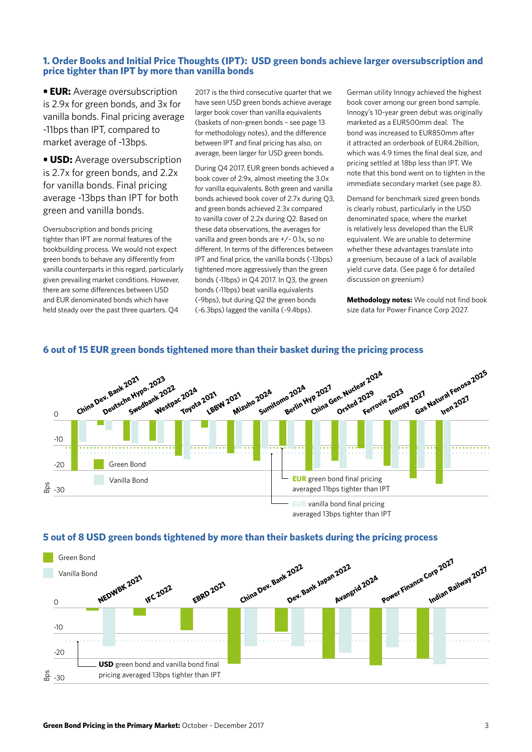## 1. Order Books and Initial Price Thoughts (IPT): USD green bonds achieve larger oversubscription and price tighter than IPT by more than vanilla bonds

- **EUR:** Average oversubscription is 2.9x for green bonds, and 3x for vanilla bonds. Final pricing average -11bps than IPT, compared to market average of -13bps.
- **USD:** Average oversubscription is 2.7x for green bonds, and 2.2x for vanilla bonds. Final pricing average -13bps than IPT for both green and vanilla bonds.

Oversubscription and bonds pricing tighter than IPT are normal features of the bookbuilding process. We would not expect green bonds to behave any differently from vanilla counterparts in this regard, particularly given prevailing market conditions. However, there are some differences between USD and EUR denominated bonds which have held steady over the past three quarters. Q4 2017 is the third consecutive quarter that we have seen USD green bonds achieve average larger book cover than vanilla equivalents (baskets of non-green bonds – see page 13 for methodology notes), and the difference between IPT and final pricing has also, on average, been larger for USD green bonds.

During Q4 2017, EUR green bonds achieved a book cover of 2.9x, almost meeting the 3.0x for vanilla equivalents. Both green and vanilla bonds achieved book cover of 2.7x during Q3, and green bonds achieved 2.3x compared to vanilla cover of 2.2x during Q2. Based on these data observations, the averages for vanilla and green bonds are +/- 0.1x, so no different. In terms of the differences between IPT and final price, the vanilla bonds (-13bps) tightened more aggressively than the green bonds (-11bps) in Q4 2017. In Q3, the green bonds (-11bps) beat vanilla equivalents (-9bps), but during Q2 the green bonds (-6.3bps) lagged the vanilla (-9.4bps).

German utility Innogy achieved the highest book cover among our green bond sample. Innogy's 10-year green debut was originally marketed as a EUR500mm deal. The bond was increased to EUR850mm after it attracted an orderbook of EUR4.2billion, which was 4.9 times the final deal size, and pricing settled at 18bp less than IPT. We note that this bond went on to tighten in the immediate secondary market (see page 8).

Demand for benchmark sized green bonds is clearly robust, particularly in the USD denominated space, where the market is relatively less developed than the EUR equivalent. We are unable to determine whether these advantages translate into a greenium, because of a lack of available yield curve data. (See page 6 for detailed discussion on greenium)

**Methodology notes:** We could not find book size data for Power Finance Corp 2027.

### 6 out of 15 EUR green bonds tightened more than their basket during the pricing process

Bonds: China Dev. Bank 2021, Deutsche Hypo. 2023, Swedbank 2022, Westpac 2024, Toyota 2021, LBBW 2021, Mizuho 2024, Sumitomo 2024, Berlin Hyp 2027, China Gen. Nuclear 2024, Orsted 2029, Ferrovie 2023, Innogy 2027, Gas Natural Fenosa 2025, Iren 2027

Legend: Green Bond; Vanilla Bond. Axis: Bps (0, -10, -20, -30)

**EUR** green bond final pricing averaged 11bps tighter than IPT

**EUR** vanilla bond final pricing averaged 13bps tighter than IPT

### 5 out of 8 USD green bonds tightened by more than their baskets during the pricing process

Bonds: NEDWBK 2021, IFC 2022, EBRD 2021, China Dev. Bank 2022, Dev. Bank Japan 2022, Avangrid 2024, Power Finance Corp 2027, Indian Railway 2027

Legend: Green Bond; Vanilla Bond. Axis: Bps (0, -10, -20, -30)

**USD** green bond and vanilla bond final pricing averaged 13bps tighter than IPT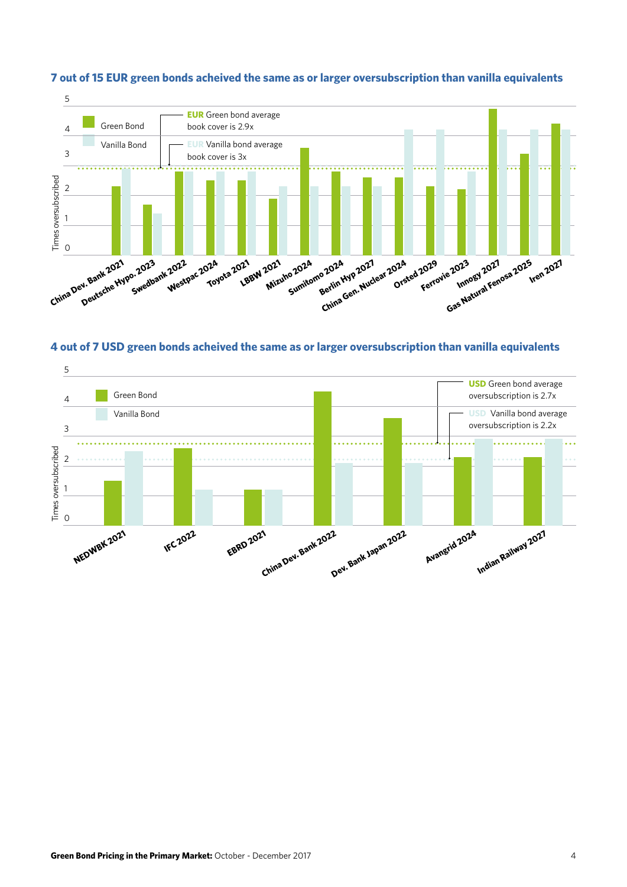## 7 out of 15 EUR green bonds acheived the same as or larger oversubscription than vanilla equivalents

Green Bond

Vanilla Bond

**EUR** Green bond average book cover is 2.9x

**EUR** Vanilla bond average book cover is 3x

Times oversubscribed

0 1 2 3 4 5

China Dev. Bank 2021, Deutsche Hypo. 2023, Swedbank 2022, Westpac 2024, Toyota 2021, LBBW 2021, Mizuho 2024, Sumitomo 2024, Berlin Hyp 2027, China Gen. Nuclear 2024, Orsted 2029, Ferrovie 2023, Innogy 2027, Gas Natural Fenosa 2025, Iren 2027

## 4 out of 7 USD green bonds acheived the same as or larger oversubscription than vanilla equivalents

Green Bond

Vanilla Bond

**USD** Green bond average oversubscription is 2.7x

**USD** Vanilla bond average oversubscription is 2.2x

Times oversubscribed

0 1 2 3 4 5

NEDWBK 2021, IFC 2022, EBRD 2021, China Dev. Bank 2022, Dev. Bank Japan 2022, Avangrid 2024, Indian Railway 2027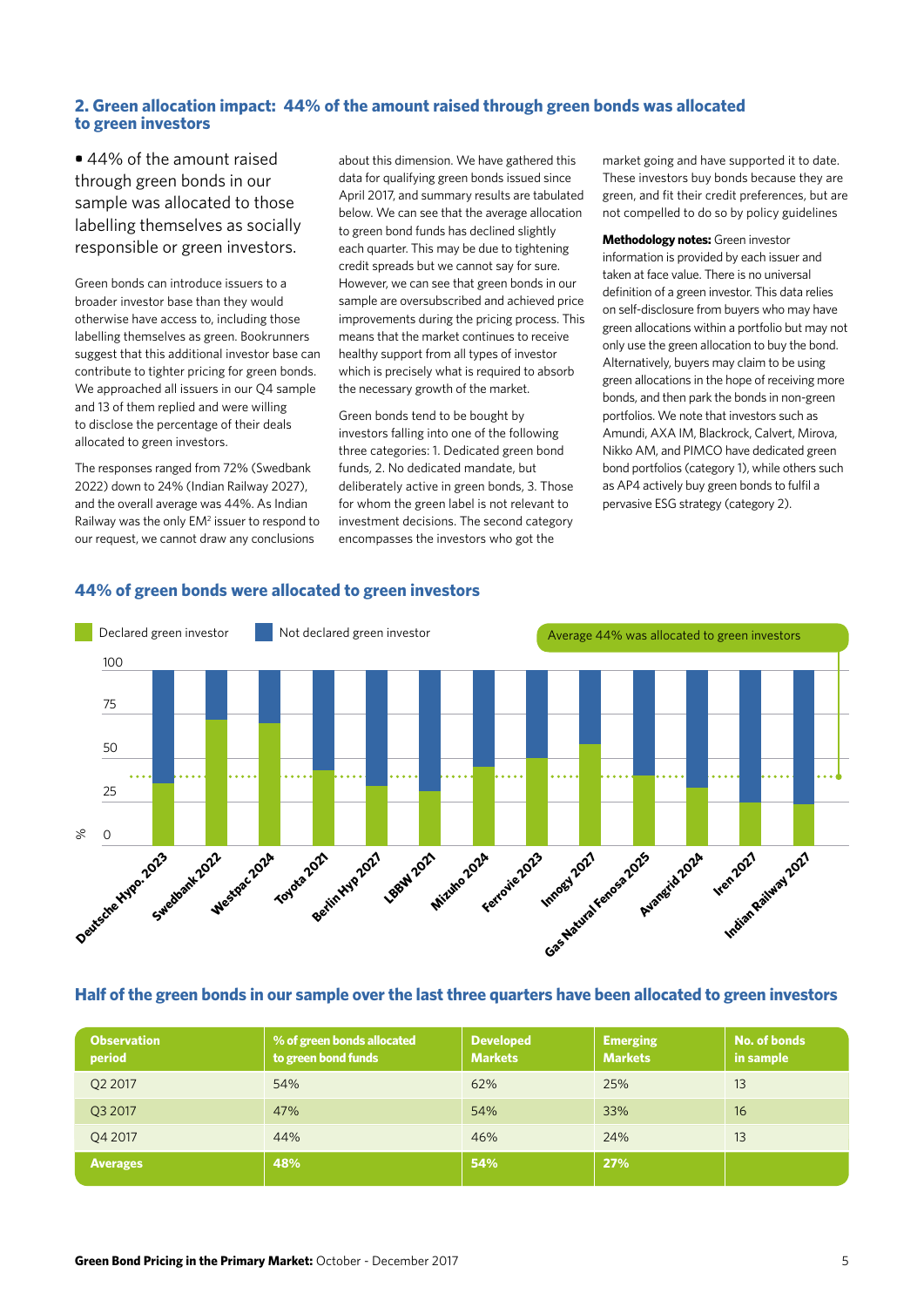## 2. Green allocation impact: 44% of the amount raised through green bonds was allocated to green investors

• 44% of the amount raised through green bonds in our sample was allocated to those labelling themselves as socially responsible or green investors.

Green bonds can introduce issuers to a broader investor base than they would otherwise have access to, including those labelling themselves as green. Bookrunners suggest that this additional investor base can contribute to tighter pricing for green bonds. We approached all issuers in our Q4 sample and 13 of them replied and were willing to disclose the percentage of their deals allocated to green investors.

The responses ranged from 72% (Swedbank 2022) down to 24% (Indian Railway 2027), and the overall average was 44%. As Indian Railway was the only EM[2] issuer to respond to our request, we cannot draw any conclusions about this dimension. We have gathered this data for qualifying green bonds issued since April 2017, and summary results are tabulated below. We can see that the average allocation to green bond funds has declined slightly each quarter. This may be due to tightening credit spreads but we cannot say for sure. However, we can see that green bonds in our sample are oversubscribed and achieved price improvements during the pricing process. This means that the market continues to receive healthy support from all types of investor which is precisely what is required to absorb the necessary growth of the market.

Green bonds tend to be bought by investors falling into one of the following three categories: 1. Dedicated green bond funds, 2. No dedicated mandate, but deliberately active in green bonds, 3. Those for whom the green label is not relevant to investment decisions. The second category encompasses the investors who got the market going and have supported it to date. These investors buy bonds because they are green, and fit their credit preferences, but are not compelled to do so by policy guidelines

**Methodology notes:** Green investor information is provided by each issuer and taken at face value. There is no universal definition of a green investor. This data relies on self-disclosure from buyers who may have green allocations within a portfolio but may not only use the green allocation to buy the bond. Alternatively, buyers may claim to be using green allocations in the hope of receiving more bonds, and then park the bonds in non-green portfolios. We note that investors such as Amundi, AXA IM, Blackrock, Calvert, Mirova, Nikko AM, and PIMCO have dedicated green bond portfolios (category 1), while others such as AP4 actively buy green bonds to fulfil a pervasive ESG strategy (category 2).

### 44% of green bonds were allocated to green investors

Declared green investor | Not declared green investor | Average 44% was allocated to green investors

Deutsche Hypo. 2023, Swedbank 2022, Westpac 2024, Toyota 2021, Berlin Hyp 2027, LBBW 2021, Mizuho 2024, Ferrovie 2023, Innogy 2027, Gas Natural Fenosa 2025, Avangrid 2024, Iren 2027, Indian Railway 2027

### Half of the green bonds in our sample over the last three quarters have been allocated to green investors

| Observation period | % of green bonds allocated to green bond funds | Developed Markets | Emerging Markets | No. of bonds in sample |
|---|---|---|---|---|
| Q2 2017 | 54% | 62% | 25% | 13 |
| Q3 2017 | 47% | 54% | 33% | 16 |
| Q4 2017 | 44% | 46% | 24% | 13 |
| **Averages** | **48%** | **54%** | **27%** | |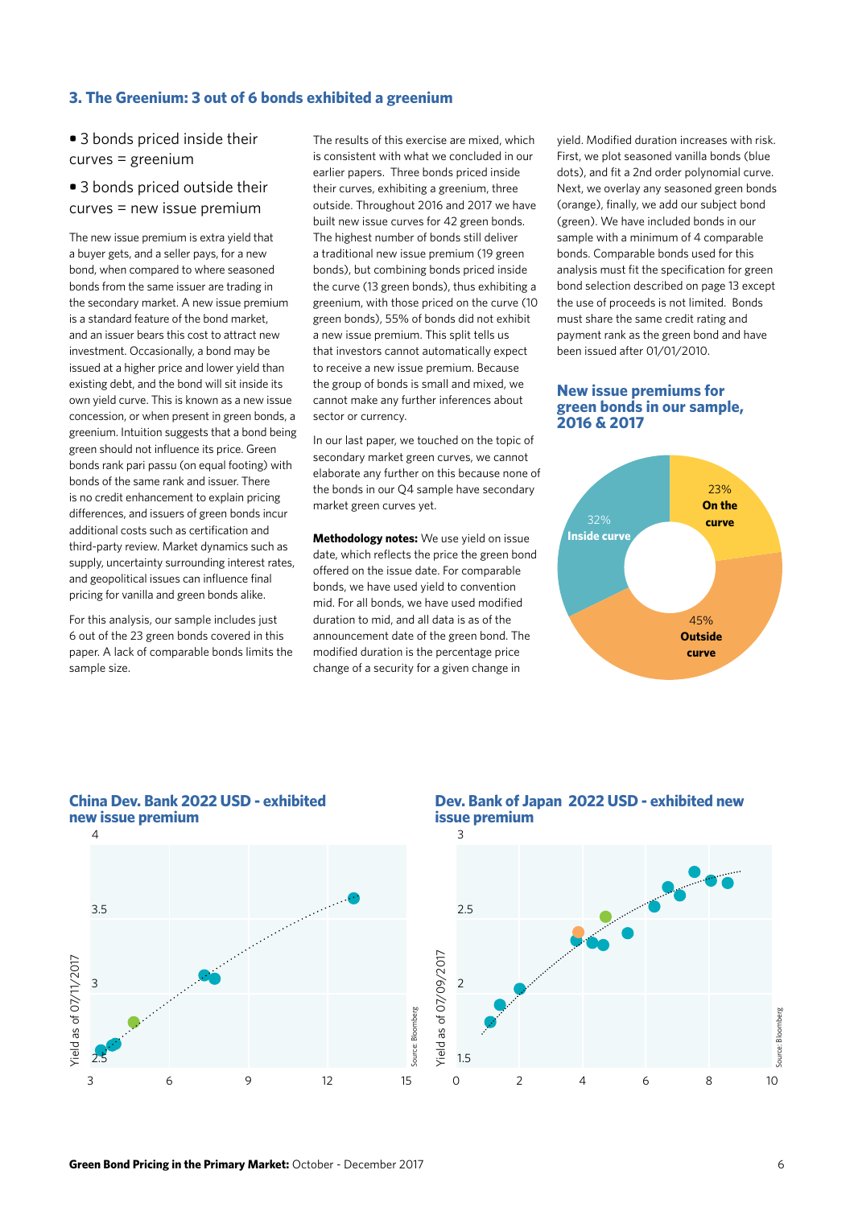## 3. The Greenium: 3 out of 6 bonds exhibited a greenium

- 3 bonds priced inside their curves = greenium
- 3 bonds priced outside their curves = new issue premium

The new issue premium is extra yield that a buyer gets, and a seller pays, for a new bond, when compared to where seasoned bonds from the same issuer are trading in the secondary market. A new issue premium is a standard feature of the bond market, and an issuer bears this cost to attract new investment. Occasionally, a bond may be issued at a higher price and lower yield than existing debt, and the bond will sit inside its own yield curve. This is known as a new issue concession, or when present in green bonds, a greenium. Intuition suggests that a bond being green should not influence its price. Green bonds rank pari passu (on equal footing) with bonds of the same rank and issuer. There is no credit enhancement to explain pricing differences, and issuers of green bonds incur additional costs such as certification and third-party review. Market dynamics such as supply, uncertainty surrounding interest rates, and geopolitical issues can influence final pricing for vanilla and green bonds alike.

For this analysis, our sample includes just 6 out of the 23 green bonds covered in this paper. A lack of comparable bonds limits the sample size.

The results of this exercise are mixed, which is consistent with what we concluded in our earlier papers. Three bonds priced inside their curves, exhibiting a greenium, three outside. Throughout 2016 and 2017 we have built new issue curves for 42 green bonds. The highest number of bonds still deliver a traditional new issue premium (19 green bonds), but combining bonds priced inside the curve (13 green bonds), thus exhibiting a greenium, with those priced on the curve (10 green bonds), 55% of bonds did not exhibit a new issue premium. This split tells us that investors cannot automatically expect to receive a new issue premium. Because the group of bonds is small and mixed, we cannot make any further inferences about sector or currency.

In our last paper, we touched on the topic of secondary market green curves, we cannot elaborate any further on this because none of the bonds in our Q4 sample have secondary market green curves yet.

**Methodology notes:** We use yield on issue date, which reflects the price the green bond offered on the issue date. For comparable bonds, we have used yield to convention mid. For all bonds, we have used modified duration to mid, and all data is as of the announcement date of the green bond. The modified duration is the percentage price change of a security for a given change in yield. Modified duration increases with risk. First, we plot seasoned vanilla bonds (blue dots), and fit a 2nd order polynomial curve. Next, we overlay any seasoned green bonds (orange), finally, we add our subject bond (green). We have included bonds in our sample with a minimum of 4 comparable bonds. Comparable bonds used for this analysis must fit the specification for green bond selection described on page 13 except the use of proceeds is not limited. Bonds must share the same credit rating and payment rank as the green bond and have been issued after 01/01/2010.

### New issue premiums for green bonds in our sample, 2016 & 2017

| Category | Share |
|---|---|
| On the curve | 23% |
| Outside curve | 45% |
| Inside curve | 32% |

### China Dev. Bank 2022 USD - exhibited new issue premium

Yield as of 07/11/2017

Source: Bloomberg

### Dev. Bank of Japan 2022 USD - exhibited new issue premium

Yield as of 07/09/2017

Source: Bloomberg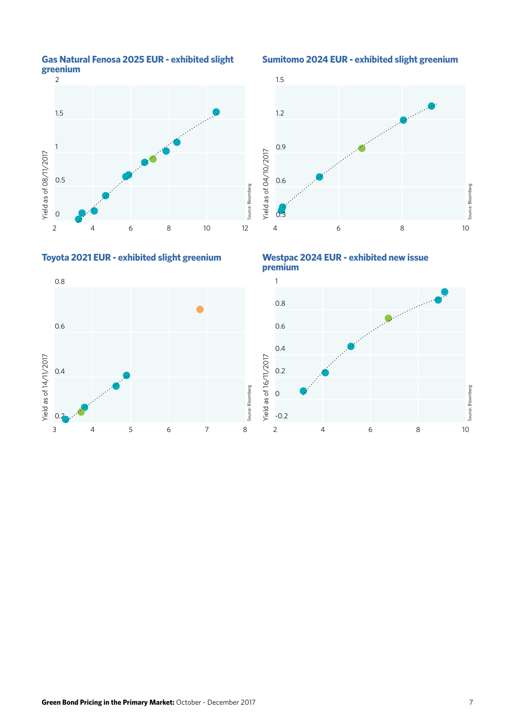### Gas Natural Fenosa 2025 EUR - exhibited slight greenium

Yield as of 08/11/2017

Source: Bloomberg

### Sumitomo 2024 EUR - exhibited slight greenium

Yield as of 04/10/2017

Source: Bloomberg

### Toyota 2021 EUR - exhibited slight greenium

Yield as of 14/11/2017

Source: Bloomberg

### Westpac 2024 EUR - exhibited new issue premium

Yield as of 16/11/2017

Source: Bloomberg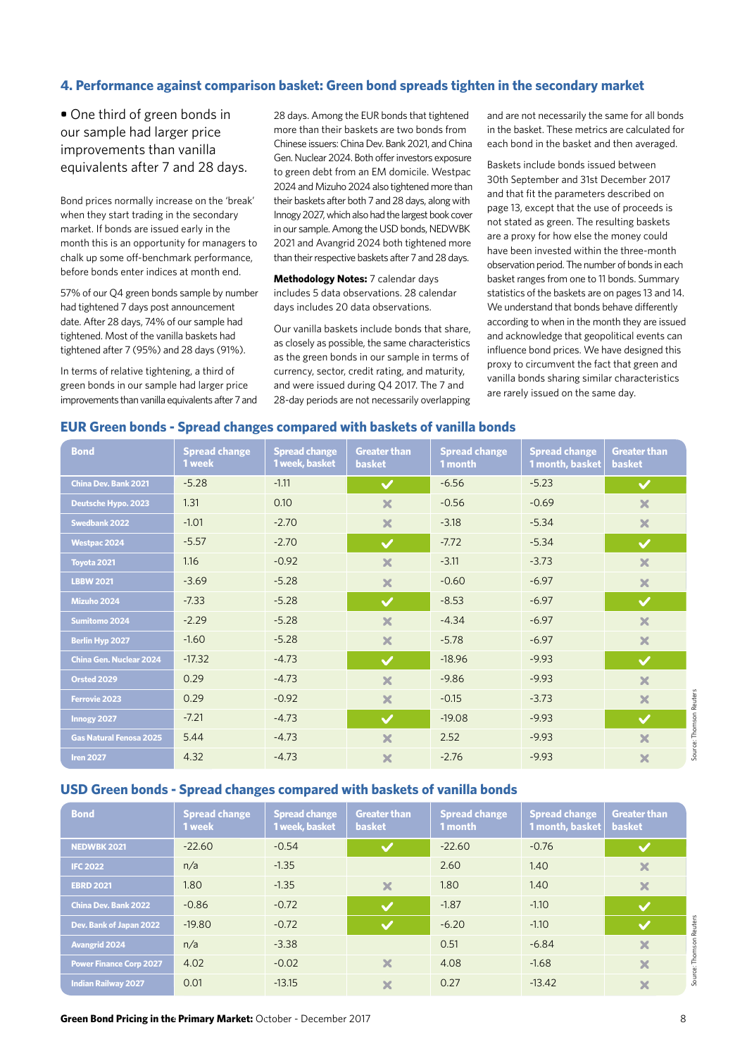## 4. Performance against comparison basket: Green bond spreads tighten in the secondary market

- One third of green bonds in our sample had larger price improvements than vanilla equivalents after 7 and 28 days.

Bond prices normally increase on the 'break' when they start trading in the secondary market. If bonds are issued early in the month this is an opportunity for managers to chalk up some off-benchmark performance, before bonds enter indices at month end.

57% of our Q4 green bonds sample by number had tightened 7 days post announcement date. After 28 days, 74% of our sample had tightened. Most of the vanilla baskets had tightened after 7 (95%) and 28 days (91%).

In terms of relative tightening, a third of green bonds in our sample had larger price improvements than vanilla equivalents after 7 and 28 days. Among the EUR bonds that tightened more than their baskets are two bonds from Chinese issuers: China Dev. Bank 2021, and China Gen. Nuclear 2024. Both offer investors exposure to green debt from an EM domicile. Westpac 2024 and Mizuho 2024 also tightened more than their baskets after both 7 and 28 days, along with Innogy 2027, which also had the largest book cover in our sample. Among the USD bonds, NEDWBK 2021 and Avangrid 2024 both tightened more than their respective baskets after 7 and 28 days.

**Methodology Notes:** 7 calendar days includes 5 data observations. 28 calendar days includes 20 data observations.

Our vanilla baskets include bonds that share, as closely as possible, the same characteristics as the green bonds in our sample in terms of currency, sector, credit rating, and maturity, and were issued during Q4 2017. The 7 and 28-day periods are not necessarily overlapping and are not necessarily the same for all bonds in the basket. These metrics are calculated for each bond in the basket and then averaged.

Baskets include bonds issued between 30th September and 31st December 2017 and that fit the parameters described on page 13, except that the use of proceeds is not stated as green. The resulting baskets are a proxy for how else the money could have been invested within the three-month observation period. The number of bonds in each basket ranges from one to 11 bonds. Summary statistics of the baskets are on pages 13 and 14. We understand that bonds behave differently according to when in the month they are issued and acknowledge that geopolitical events can influence bond prices. We have designed this proxy to circumvent the fact that green and vanilla bonds sharing similar characteristics are rarely issued on the same day.

### EUR Green bonds - Spread changes compared with baskets of vanilla bonds

| Bond | Spread change 1 week | Spread change 1 week, basket | Greater than basket | Spread change 1 month | Spread change 1 month, basket | Greater than basket |
|---|---|---|---|---|---|---|
| China Dev. Bank 2021 | -5.28 | -1.11 | ✓ | -6.56 | -5.23 | ✓ |
| Deutsche Hypo. 2023 | 1.31 | 0.10 | ✗ | -0.56 | -0.69 | ✗ |
| Swedbank 2022 | -1.01 | -2.70 | ✗ | -3.18 | -5.34 | ✗ |
| Westpac 2024 | -5.57 | -2.70 | ✓ | -7.72 | -5.34 | ✓ |
| Toyota 2021 | 1.16 | -0.92 | ✗ | -3.11 | -3.73 | ✗ |
| LBBW 2021 | -3.69 | -5.28 | ✗ | -0.60 | -6.97 | ✗ |
| Mizuho 2024 | -7.33 | -5.28 | ✓ | -8.53 | -6.97 | ✓ |
| Sumitomo 2024 | -2.29 | -5.28 | ✗ | -4.34 | -6.97 | ✗ |
| Berlin Hyp 2027 | -1.60 | -5.28 | ✗ | -5.78 | -6.97 | ✗ |
| China Gen. Nuclear 2024 | -17.32 | -4.73 | ✓ | -18.96 | -9.93 | ✓ |
| Orsted 2029 | 0.29 | -4.73 | ✗ | -9.86 | -9.93 | ✗ |
| Ferrovie 2023 | 0.29 | -0.92 | ✗ | -0.15 | -3.73 | ✗ |
| Innogy 2027 | -7.21 | -4.73 | ✓ | -19.08 | -9.93 | ✓ |
| Gas Natural Fenosa 2025 | 5.44 | -4.73 | ✗ | 2.52 | -9.93 | ✗ |
| Iren 2027 | 4.32 | -4.73 | ✗ | -2.76 | -9.93 | ✗ |

Source: Thomson Reuters

### USD Green bonds - Spread changes compared with baskets of vanilla bonds

| Bond | Spread change 1 week | Spread change 1 week, basket | Greater than basket | Spread change 1 month | Spread change 1 month, basket | Greater than basket |
|---|---|---|---|---|---|---|
| NEDWBK 2021 | -22.60 | -0.54 | ✓ | -22.60 | -0.76 | ✓ |
| IFC 2022 | n/a | -1.35 | | 2.60 | 1.40 | ✗ |
| EBRD 2021 | 1.80 | -1.35 | ✗ | 1.80 | 1.40 | ✗ |
| China Dev. Bank 2022 | -0.86 | -0.72 | ✓ | -1.87 | -1.10 | ✓ |
| Dev. Bank of Japan 2022 | -19.80 | -0.72 | ✓ | -6.20 | -1.10 | ✓ |
| Avangrid 2024 | n/a | -3.38 | | 0.51 | -6.84 | ✗ |
| Power Finance Corp 2027 | 4.02 | -0.02 | ✗ | 4.08 | -1.68 | ✗ |
| Indian Railway 2027 | 0.01 | -13.15 | ✗ | 0.27 | -13.42 | ✗ |

Source: Thomson Reuters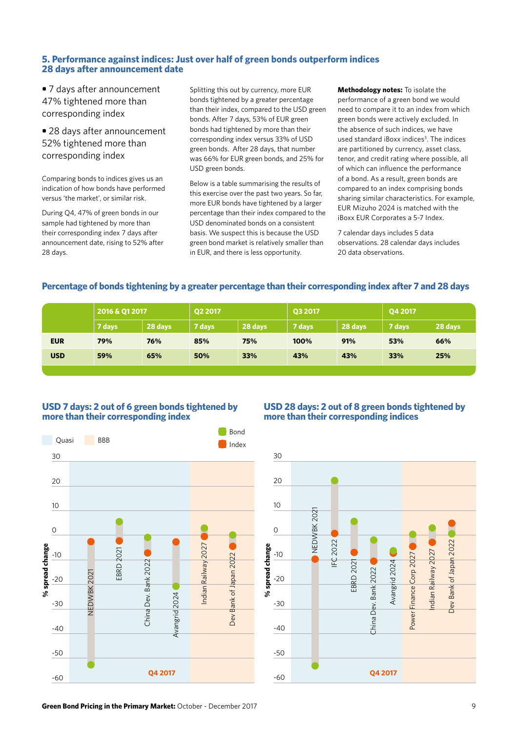## 5. Performance against indices: Just over half of green bonds outperform indices 28 days after announcement date

- 7 days after announcement 47% tightened more than corresponding index
- 28 days after announcement 52% tightened more than corresponding index

Comparing bonds to indices gives us an indication of how bonds have performed versus 'the market', or similar risk.

During Q4, 47% of green bonds in our sample had tightened by more than their corresponding index 7 days after announcement date, rising to 52% after 28 days.

Splitting this out by currency, more EUR bonds tightened by a greater percentage than their index, compared to the USD green bonds. After 7 days, 53% of EUR green bonds had tightened by more than their corresponding index versus 33% of USD green bonds. After 28 days, that number was 66% for EUR green bonds, and 25% for USD green bonds.

Below is a table summarising the results of this exercise over the past two years. So far, more EUR bonds have tightened by a larger percentage than their index compared to the USD denominated bonds on a consistent basis. We suspect this is because the USD green bond market is relatively smaller than in EUR, and there is less opportunity.

**Methodology notes:** To isolate the performance of a green bond we would need to compare it to an index from which green bonds were actively excluded. In the absence of such indices, we have used standard iBoxx indices[3]. The indices are partitioned by currency, asset class, tenor, and credit rating where possible, all of which can influence the performance of a bond. As a result, green bonds are compared to an index comprising bonds sharing similar characteristics. For example, EUR Mizuho 2024 is matched with the iBoxx EUR Corporates a 5-7 Index.

7 calendar days includes 5 data observations. 28 calendar days includes 20 data observations.

### Percentage of bonds tightening by a greater percentage than their corresponding index after 7 and 28 days

| | 2016 & Q1 2017 | | Q2 2017 | | Q3 2017 | | Q4 2017 | |
|---|---|---|---|---|---|---|---|---|
| | 7 days | 28 days | 7 days | 28 days | 7 days | 28 days | 7 days | 28 days |
| **EUR** | 79% | 76% | 85% | 75% | 100% | 91% | 53% | 66% |
| **USD** | 59% | 65% | 50% | 33% | 43% | 43% | 33% | 25% |

### USD 7 days: 2 out of 6 green bonds tightened by more than their corresponding index

### USD 28 days: 2 out of 8 green bonds tightened by more than their corresponding indices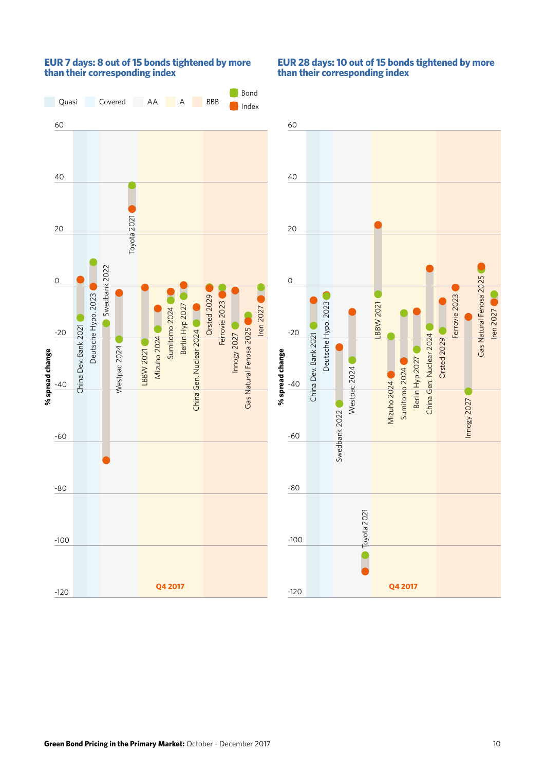**EUR 7 days: 8 out of 15 bonds tightened by more than their corresponding index**

**EUR 28 days: 10 out of 15 bonds tightened by more than their corresponding index**

Quasi | Covered | AA | A | BBB | Bond | Index

% spread change

China Dev. Bank 2021, Deutsche Hypo. 2023, Swedbank 2022, Westpac 2024, Toyota 2021, LBBW 2021, Mizuho 2024, Sumitomo 2024, Berlin Hyp 2027, China Gen. Nuclear 2024, Orsted 2029, Ferrovie 2023, Innogy 2027, Gas Natural Fenosa 2025, Iren 2027

Q4 2017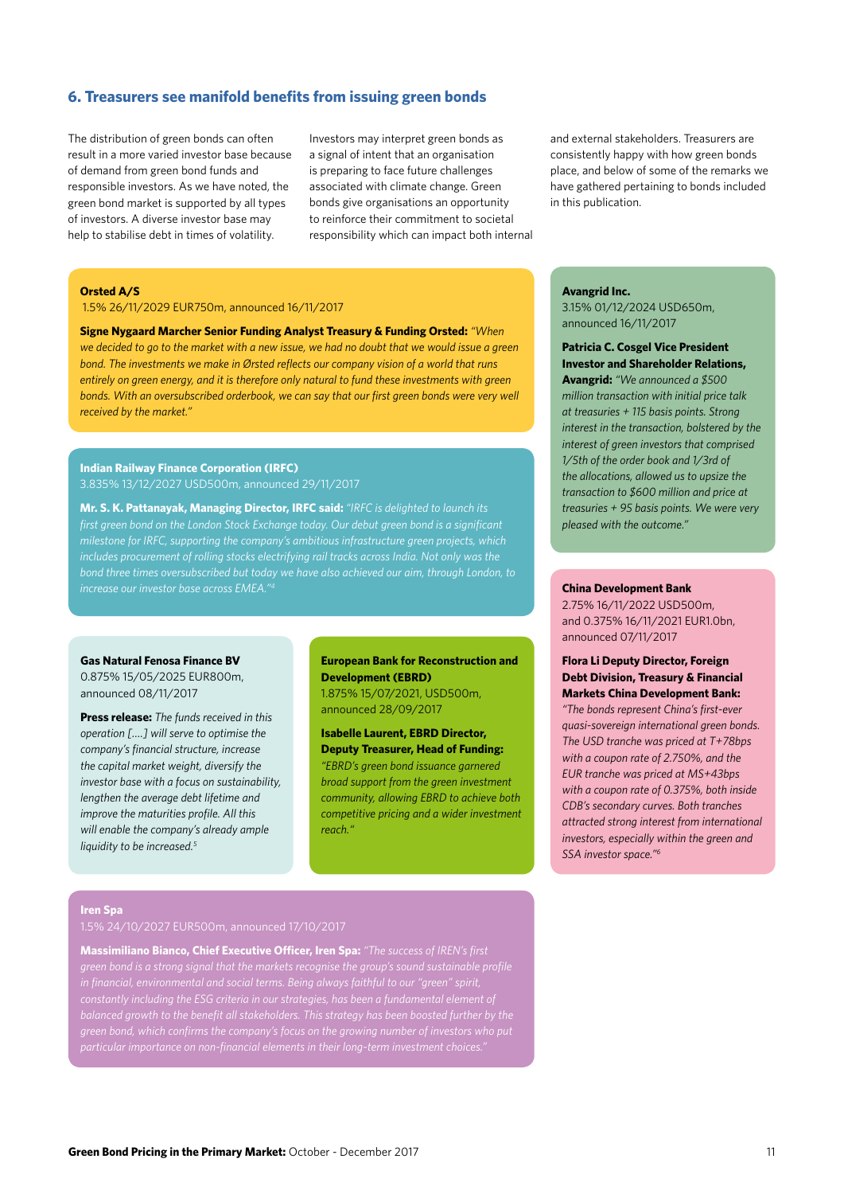## 6. Treasurers see manifold benefits from issuing green bonds

The distribution of green bonds can often result in a more varied investor base because of demand from green bond funds and responsible investors. As we have noted, the green bond market is supported by all types of investors. A diverse investor base may help to stabilise debt in times of volatility.

Investors may interpret green bonds as a signal of intent that an organisation is preparing to face future challenges associated with climate change. Green bonds give organisations an opportunity to reinforce their commitment to societal responsibility which can impact both internal and external stakeholders. Treasurers are consistently happy with how green bonds place, and below of some of the remarks we have gathered pertaining to bonds included in this publication.

**Orsted A/S**
1.5% 26/11/2029 EUR750m, announced 16/11/2017

**Signe Nygaard Marcher Senior Funding Analyst Treasury & Funding Orsted:** *"When we decided to go to the market with a new issue, we had no doubt that we would issue a green bond. The investments we make in Ørsted reflects our company vision of a world that runs entirely on green energy, and it is therefore only natural to fund these investments with green bonds. With an oversubscribed orderbook, we can say that our first green bonds were very well received by the market."*

**Indian Railway Finance Corporation (IRFC)**
3.835% 13/12/2027 USD500m, announced 29/11/2017

**Mr. S. K. Pattanayak, Managing Director, IRFC said:** *"IRFC is delighted to launch its first green bond on the London Stock Exchange today. Our debut green bond is a significant milestone for IRFC, supporting the company's ambitious infrastructure green projects, which includes procurement of rolling stocks electrifying rail tracks across India. Not only was the bond three times oversubscribed but today we have also achieved our aim, through London, to increase our investor base across EMEA."*[4]

**Gas Natural Fenosa Finance BV**
0.875% 15/05/2025 EUR800m, announced 08/11/2017

**Press release:** *The funds received in this operation [….] will serve to optimise the company's financial structure, increase the capital market weight, diversify the investor base with a focus on sustainability, lengthen the average debt lifetime and improve the maturities profile. All this will enable the company's already ample liquidity to be increased.*[5]

**European Bank for Reconstruction and Development (EBRD)**
1.875% 15/07/2021, USD500m, announced 28/09/2017

**Isabelle Laurent, EBRD Director, Deputy Treasurer, Head of Funding:** *"EBRD's green bond issuance garnered broad support from the green investment community, allowing EBRD to achieve both competitive pricing and a wider investment reach."*

**Iren Spa**
1.5% 24/10/2027 EUR500m, announced 17/10/2017

**Massimiliano Bianco, Chief Executive Officer, Iren Spa:** *"The success of IREN's first green bond is a strong signal that the markets recognise the group's sound sustainable profile in financial, environmental and social terms. Being always faithful to our "green" spirit, constantly including the ESG criteria in our strategies, has been a fundamental element of balanced growth to the benefit all stakeholders. This strategy has been boosted further by the green bond, which confirms the company's focus on the growing number of investors who put particular importance on non-financial elements in their long-term investment choices."*

**Avangrid Inc.**
3.15% 01/12/2024 USD650m, announced 16/11/2017

**Patricia C. Cosgel Vice President Investor and Shareholder Relations, Avangrid:** *"We announced a $500 million transaction with initial price talk at treasuries + 115 basis points. Strong interest in the transaction, bolstered by the interest of green investors that comprised 1/5th of the order book and 1/3rd of the allocations, allowed us to upsize the transaction to $600 million and price at treasuries + 95 basis points. We were very pleased with the outcome."*

**China Development Bank**
2.75% 16/11/2022 USD500m, and 0.375% 16/11/2021 EUR1.0bn, announced 07/11/2017

**Flora Li Deputy Director, Foreign Debt Division, Treasury & Financial Markets China Development Bank:** *"The bonds represent China's first-ever quasi-sovereign international green bonds. The USD tranche was priced at T+78bps with a coupon rate of 2.750%, and the EUR tranche was priced at MS+43bps with a coupon rate of 0.375%, both inside CDB's secondary curves. Both tranches attracted strong interest from international investors, especially within the green and SSA investor space."*[6]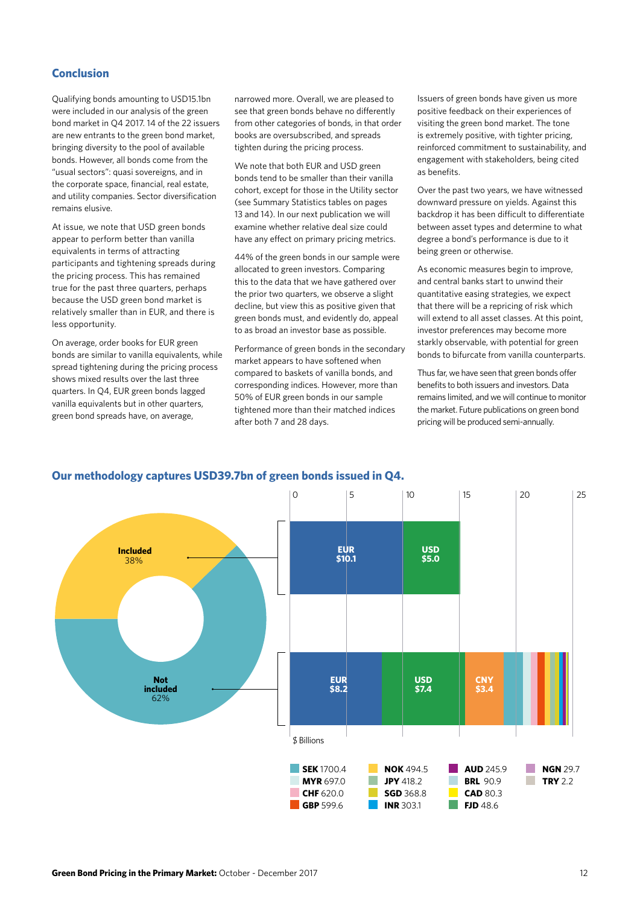## Conclusion

Qualifying bonds amounting to USD15.1bn were included in our analysis of the green bond market in Q4 2017. 14 of the 22 issuers are new entrants to the green bond market, bringing diversity to the pool of available bonds. However, all bonds come from the "usual sectors": quasi sovereigns, and in the corporate space, financial, real estate, and utility companies. Sector diversification remains elusive.

At issue, we note that USD green bonds appear to perform better than vanilla equivalents in terms of attracting participants and tightening spreads during the pricing process. This has remained true for the past three quarters, perhaps because the USD green bond market is relatively smaller than in EUR, and there is less opportunity.

On average, order books for EUR green bonds are similar to vanilla equivalents, while spread tightening during the pricing process shows mixed results over the last three quarters. In Q4, EUR green bonds lagged vanilla equivalents but in other quarters, green bond spreads have, on average, narrowed more. Overall, we are pleased to see that green bonds behave no differently from other categories of bonds, in that order books are oversubscribed, and spreads tighten during the pricing process.

We note that both EUR and USD green bonds tend to be smaller than their vanilla cohort, except for those in the Utility sector (see Summary Statistics tables on pages 13 and 14). In our next publication we will examine whether relative deal size could have any effect on primary pricing metrics.

44% of the green bonds in our sample were allocated to green investors. Comparing this to the data that we have gathered over the prior two quarters, we observe a slight decline, but view this as positive given that green bonds must, and evidently do, appeal to as broad an investor base as possible.

Performance of green bonds in the secondary market appears to have softened when compared to baskets of vanilla bonds, and corresponding indices. However, more than 50% of EUR green bonds in our sample tightened more than their matched indices after both 7 and 28 days.

Issuers of green bonds have given us more positive feedback on their experiences of visiting the green bond market. The tone is extremely positive, with tighter pricing, reinforced commitment to sustainability, and engagement with stakeholders, being cited as benefits.

Over the past two years, we have witnessed downward pressure on yields. Against this backdrop it has been difficult to differentiate between asset types and determine to what degree a bond's performance is due to it being green or otherwise.

As economic measures begin to improve, and central banks start to unwind their quantitative easing strategies, we expect that there will be a repricing of risk which will extend to all asset classes. At this point, investor preferences may become more starkly observable, with potential for green bonds to bifurcate from vanilla counterparts.

Thus far, we have seen that green bonds offer benefits to both issuers and investors. Data remains limited, and we will continue to monitor the market. Future publications on green bond pricing will be produced semi-annually.

### Our methodology captures USD39.7bn of green bonds issued in Q4.

Included 38%

Not included 62%

Included: EUR $10.1, USD $5.0

Not included: EUR $8.2, USD $7.4, CNY $3.4

$ Billions

| | | | |
|---|---|---|---|
| **SEK** 1700.4 | **NOK** 494.5 | **AUD** 245.9 | **NGN** 29.7 |
| **MYR** 697.0 | **JPY** 418.2 | **BRL** 90.9 | **TRY** 2.2 |
| **CHF** 620.0 | **SGD** 368.8 | **CAD** 80.3 | |
| **GBP** 599.6 | **INR** 303.1 | **FJD** 48.6 | |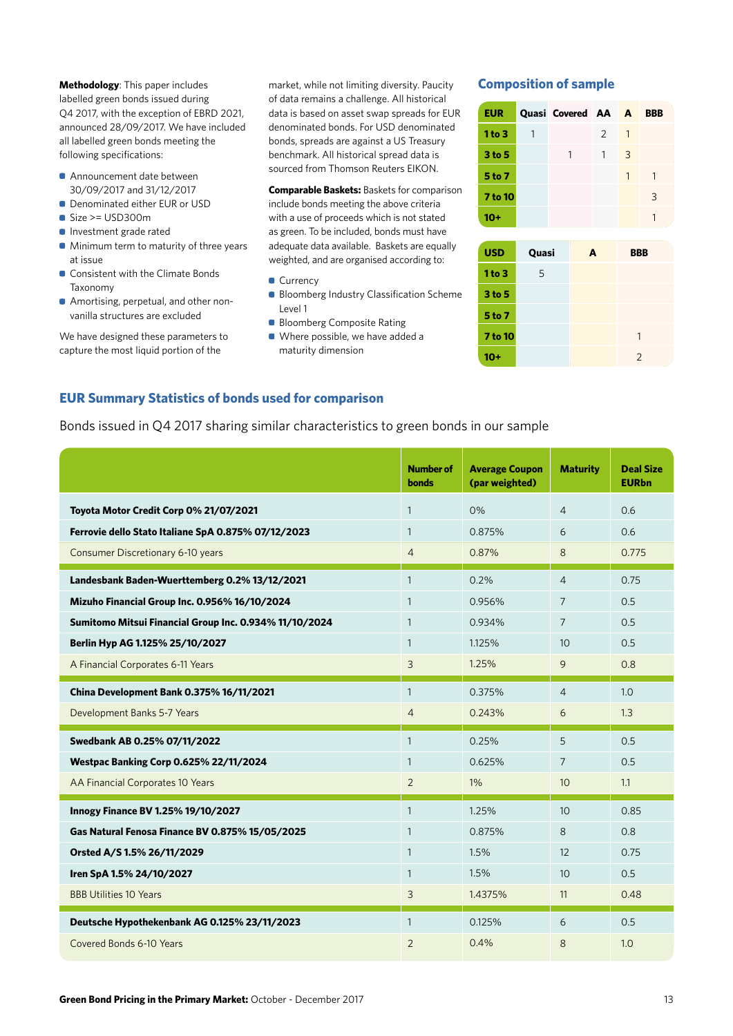**Methodology**: This paper includes labelled green bonds issued during Q4 2017, with the exception of EBRD 2021, announced 28/09/2017. We have included all labelled green bonds meeting the following specifications:

- Announcement date between 30/09/2017 and 31/12/2017
- Denominated either EUR or USD
- Size >= USD300m
- Investment grade rated
- Minimum term to maturity of three years at issue
- Consistent with the Climate Bonds Taxonomy
- Amortising, perpetual, and other non-vanilla structures are excluded

We have designed these parameters to capture the most liquid portion of the market, while not limiting diversity. Paucity of data remains a challenge. All historical data is based on asset swap spreads for EUR denominated bonds. For USD denominated bonds, spreads are against a US Treasury benchmark. All historical spread data is sourced from Thomson Reuters EIKON.

**Comparable Baskets:** Baskets for comparison include bonds meeting the above criteria with a use of proceeds which is not stated as green. To be included, bonds must have adequate data available. Baskets are equally weighted, and are organised according to:

- Currency
- Bloomberg Industry Classification Scheme Level 1
- Bloomberg Composite Rating
- Where possible, we have added a maturity dimension

## Composition of sample

| EUR | Quasi | Covered | AA | A | BBB |
|---|---|---|---|---|---|
| 1 to 3 | 1 | | 2 | 1 | |
| 3 to 5 | | 1 | 1 | 3 | |
| 5 to 7 | | | | 1 | 1 |
| 7 to 10 | | | | | 3 |
| 10+ | | | | | 1 |

| USD | Quasi | A | BBB |
|---|---|---|---|
| 1 to 3 | 5 | | |
| 3 to 5 | | | |
| 5 to 7 | | | |
| 7 to 10 | | | 1 |
| 10+ | | | 2 |

## EUR Summary Statistics of bonds used for comparison

Bonds issued in Q4 2017 sharing similar characteristics to green bonds in our sample

| | Number of bonds | Average Coupon (par weighted) | Maturity | Deal Size EURbn |
|---|---|---|---|---|
| **Toyota Motor Credit Corp 0% 21/07/2021** | 1 | 0% | 4 | 0.6 |
| **Ferrovie dello Stato Italiane SpA 0.875% 07/12/2023** | 1 | 0.875% | 6 | 0.6 |
| Consumer Discretionary 6-10 years | 4 | 0.87% | 8 | 0.775 |
| **Landesbank Baden-Wuerttemberg 0.2% 13/12/2021** | 1 | 0.2% | 4 | 0.75 |
| **Mizuho Financial Group Inc. 0.956% 16/10/2024** | 1 | 0.956% | 7 | 0.5 |
| **Sumitomo Mitsui Financial Group Inc. 0.934% 11/10/2024** | 1 | 0.934% | 7 | 0.5 |
| **Berlin Hyp AG 1.125% 25/10/2027** | 1 | 1.125% | 10 | 0.5 |
| A Financial Corporates 6-11 Years | 3 | 1.25% | 9 | 0.8 |
| **China Development Bank 0.375% 16/11/2021** | 1 | 0.375% | 4 | 1.0 |
| Development Banks 5-7 Years | 4 | 0.243% | 6 | 1.3 |
| **Swedbank AB 0.25% 07/11/2022** | 1 | 0.25% | 5 | 0.5 |
| **Westpac Banking Corp 0.625% 22/11/2024** | 1 | 0.625% | 7 | 0.5 |
| AA Financial Corporates 10 Years | 2 | 1% | 10 | 1.1 |
| **Innogy Finance BV 1.25% 19/10/2027** | 1 | 1.25% | 10 | 0.85 |
| **Gas Natural Fenosa Finance BV 0.875% 15/05/2025** | 1 | 0.875% | 8 | 0.8 |
| **Orsted A/S 1.5% 26/11/2029** | 1 | 1.5% | 12 | 0.75 |
| **Iren SpA 1.5% 24/10/2027** | 1 | 1.5% | 10 | 0.5 |
| BBB Utilities 10 Years | 3 | 1.4375% | 11 | 0.48 |
| **Deutsche Hypothekenbank AG 0.125% 23/11/2023** | 1 | 0.125% | 6 | 0.5 |
| Covered Bonds 6-10 Years | 2 | 0.4% | 8 | 1.0 |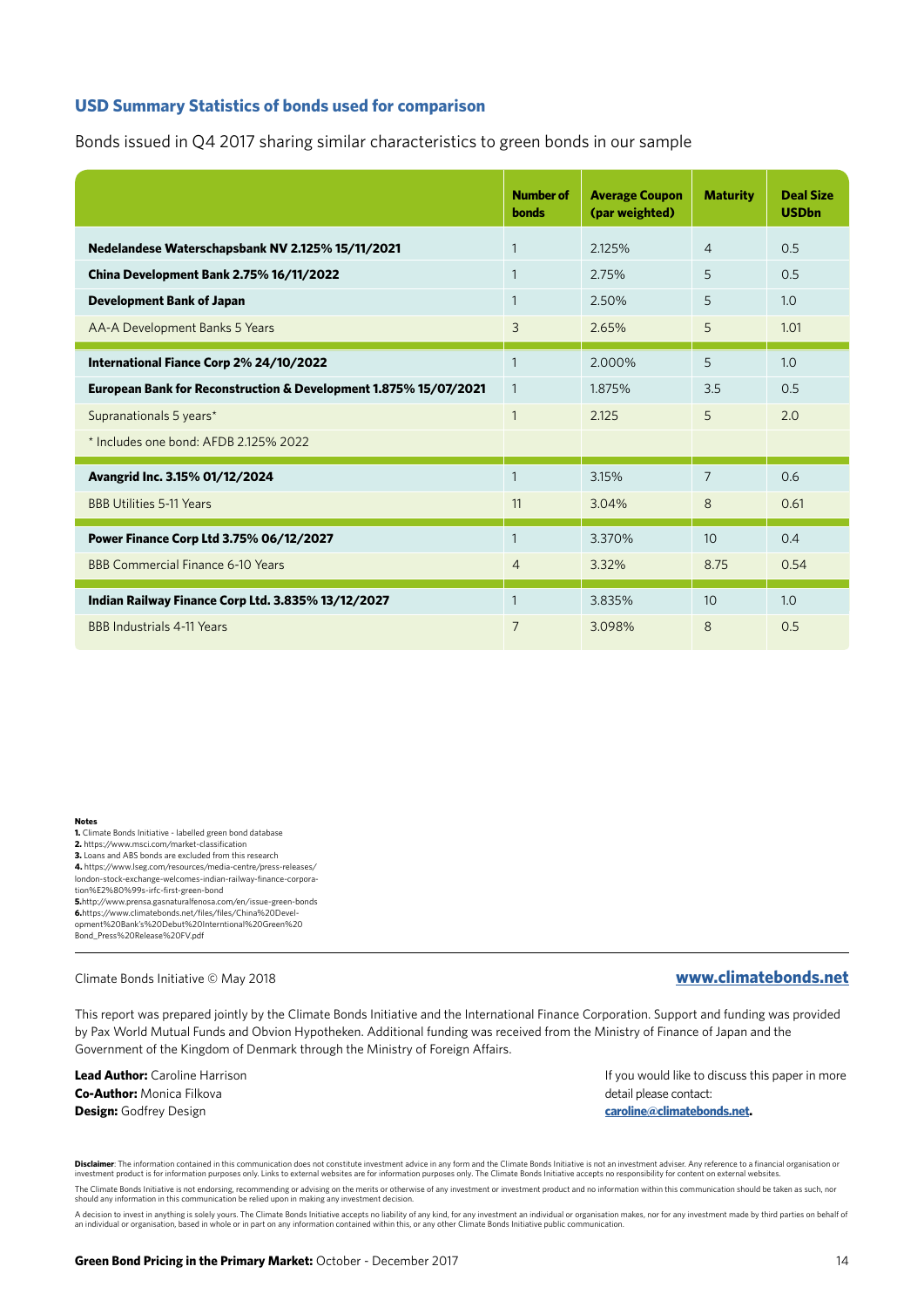## USD Summary Statistics of bonds used for comparison

Bonds issued in Q4 2017 sharing similar characteristics to green bonds in our sample

| | Number of bonds | Average Coupon (par weighted) | Maturity | Deal Size USDbn |
|---|---|---|---|---|
| **Nedelandese Waterschapsbank NV 2.125% 15/11/2021** | 1 | 2.125% | 4 | 0.5 |
| **China Development Bank 2.75% 16/11/2022** | 1 | 2.75% | 5 | 0.5 |
| **Development Bank of Japan** | 1 | 2.50% | 5 | 1.0 |
| AA-A Development Banks 5 Years | 3 | 2.65% | 5 | 1.01 |
| **International Fiance Corp 2% 24/10/2022** | 1 | 2.000% | 5 | 1.0 |
| **European Bank for Reconstruction & Development 1.875% 15/07/2021** | 1 | 1.875% | 3.5 | 0.5 |
| Supranationals 5 years* | 1 | 2.125 | 5 | 2.0 |
| * Includes one bond: AFDB 2.125% 2022 | | | | |
| **Avangrid Inc. 3.15% 01/12/2024** | 1 | 3.15% | 7 | 0.6 |
| BBB Utilities 5-11 Years | 11 | 3.04% | 8 | 0.61 |
| **Power Finance Corp Ltd 3.75% 06/12/2027** | 1 | 3.370% | 10 | 0.4 |
| BBB Commercial Finance 6-10 Years | 4 | 3.32% | 8.75 | 0.54 |
| **Indian Railway Finance Corp Ltd. 3.835% 13/12/2027** | 1 | 3.835% | 10 | 1.0 |
| BBB Industrials 4-11 Years | 7 | 3.098% | 8 | 0.5 |

**Notes**

**1.** Climate Bonds Initiative - labelled green bond database
**2.** https://www.msci.com/market-classification
**3.** Loans and ABS bonds are excluded from this research
**4.** https://www.lseg.com/resources/media-centre/press-releases/london-stock-exchange-welcomes-indian-railway-finance-corporation%E2%80%99s-irfc-first-green-bond
**5.** http://www.prensa.gasnaturalfenosa.com/en/issue-green-bonds
**6.** https://www.climatebonds.net/files/files/China%20Development%20Bank's%20Debut%20Interntional%20Green%20Bond_Press%20Release%20FV.pdf

Climate Bonds Initiative © May 2018

**www.climatebonds.net**

This report was prepared jointly by the Climate Bonds Initiative and the International Finance Corporation. Support and funding was provided by Pax World Mutual Funds and Obvion Hypotheken. Additional funding was received from the Ministry of Finance of Japan and the Government of the Kingdom of Denmark through the Ministry of Foreign Affairs.

**Lead Author:** Caroline Harrison
**Co-Author:** Monica Filkova
**Design:** Godfrey Design

If you would like to discuss this paper in more detail please contact: **caroline@climatebonds.net.**

**Disclaimer**: The information contained in this communication does not constitute investment advice in any form and the Climate Bonds Initiative is not an investment adviser. Any reference to a financial organisation or investment product is for information purposes only. Links to external websites are for information purposes only. The Climate Bonds Initiative accepts no responsibility for content on external websites.

The Climate Bonds Initiative is not endorsing, recommending or advising on the merits or otherwise of any investment or investment product and no information within this communication should be taken as such, nor should any information in this communication be relied upon in making any investment decision.

A decision to invest in anything is solely yours. The Climate Bonds Initiative accepts no liability of any kind, for any investment an individual or organisation makes, nor for any investment made by third parties on behalf of an individual or organisation, based in whole or in part on any information contained within this, or any other Climate Bonds Initiative public communication.